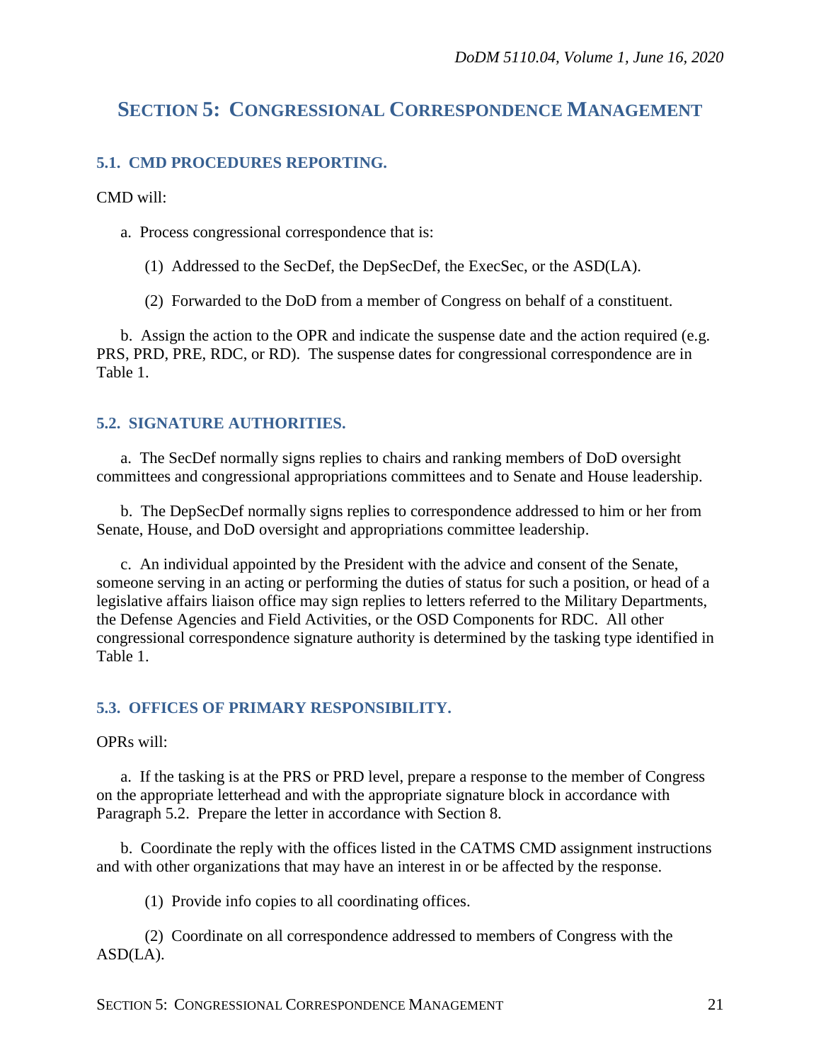## SECTION 5: CONGRESSIONAL CORRESPONDENCE MANAGEMENT

### 5.1. CMD PROCEDURES REPORTING.

CMD will:

a. Process congressional correspondence that is:

(1) Addressed to the SecDef, the DepSecDef, the ExecSec, or the ASD(LA).

(2) Forwarded to the DoD from a member of Congress on behalf of a constituent.

b. Assign the action to the OPR and indicate the suspense date and the action required (e.g. PRS, PRD, PRE, RDC, or RD). The suspense dates for congressional correspondence are in Table 1.

### 5.2. SIGNATURE AUTHORITIES.

a. The SecDef normally signs replies to chairs and ranking members of DoD oversight committees and congressional appropriations committees and to Senate and House leadership.

b. The DepSecDef normally signs replies to correspondence addressed to him or her from Senate, House, and DoD oversight and appropriations committee leadership.

c. An individual appointed by the President with the advice and consent of the Senate, someone serving in an acting or performing the duties of status for such a position, or head of a legislative affairs liaison office may sign replies to letters referred to the Military Departments, the Defense Agencies and Field Activities, or the OSD Components for RDC. All other congressional correspondence signature authority is determined by the tasking type identified in Table 1.

### 5.3. OFFICES OF PRIMARY RESPONSIBILITY.

OPRs will:

a. If the tasking is at the PRS or PRD level, prepare a response to the member of Congress on the appropriate letterhead and with the appropriate signature block in accordance with Paragraph 5.2. Prepare the letter in accordance with Section 8.

b. Coordinate the reply with the offices listed in the CATMS CMD assignment instructions and with other organizations that may have an interest in or be affected by the response.

(1) Provide info copies to all coordinating offices.

(2) Coordinate on all correspondence addressed to members of Congress with the ASD(LA).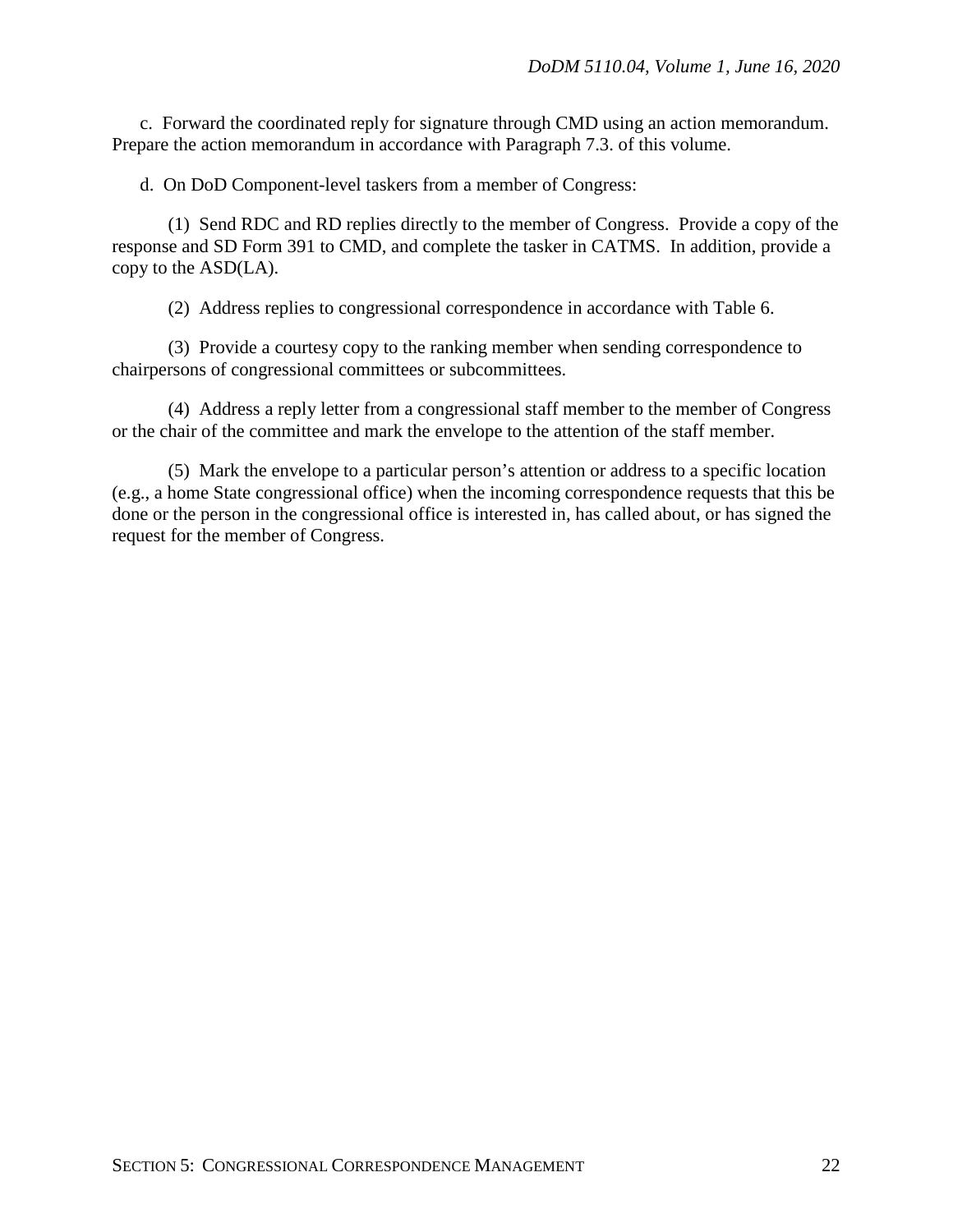c. Forward the coordinated reply for signature through CMD using an action memorandum. Prepare the action memorandum in accordance with Paragraph 7.3. of this volume.

d. On DoD Component-level taskers from a member of Congress:

(1) Send RDC and RD replies directly to the member of Congress. Provide a copy of the response and SD Form 391 to CMD, and complete the tasker in CATMS. In addition, provide a copy to the ASD(LA).

(2) Address replies to congressional correspondence in accordance with Table 6.

(3) Provide a courtesy copy to the ranking member when sending correspondence to chairpersons of congressional committees or subcommittees.

(4) Address a reply letter from a congressional staff member to the member of Congress or the chair of the committee and mark the envelope to the attention of the staff member.

(5) Mark the envelope to a particular person's attention or address to a specific location (e.g., a home State congressional office) when the incoming correspondence requests that this be done or the person in the congressional office is interested in, has called about, or has signed the request for the member of Congress.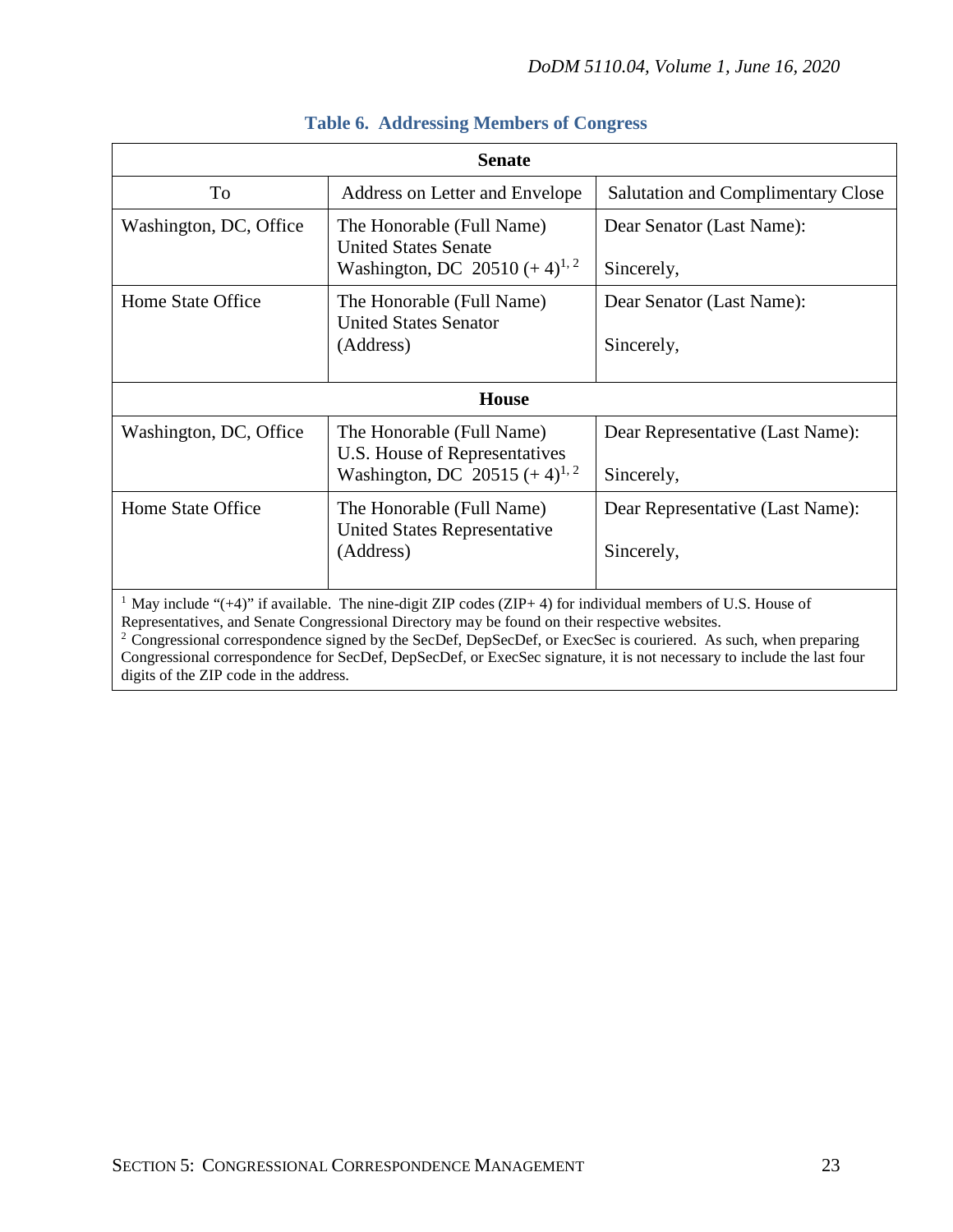**Table 6. Addressing Members of Congress**

| To | Address on Letter and Envelope | Salutation and Complimentary Close |
|---|---|---|
| **Senate** | | |
| Washington, DC, Office | The Honorable (Full Name)<br>United States Senate<br>Washington, DC 20510 (+ 4)[1, 2] | Dear Senator (Last Name):<br><br>Sincerely, |
| Home State Office | The Honorable (Full Name)<br>United States Senator<br>(Address) | Dear Senator (Last Name):<br><br>Sincerely, |
| **House** | | |
| Washington, DC, Office | The Honorable (Full Name)<br>U.S. House of Representatives<br>Washington, DC 20515 (+ 4)[1, 2] | Dear Representative (Last Name):<br><br>Sincerely, |
| Home State Office | The Honorable (Full Name)<br>United States Representative<br>(Address) | Dear Representative (Last Name):<br><br>Sincerely, |

[1] May include "(+4)" if available. The nine-digit ZIP codes (ZIP+ 4) for individual members of U.S. House of Representatives, and Senate Congressional Directory may be found on their respective websites.
[2] Congressional correspondence signed by the SecDef, DepSecDef, or ExecSec is couriered. As such, when preparing Congressional correspondence for SecDef, DepSecDef, or ExecSec signature, it is not necessary to include the last four digits of the ZIP code in the address.